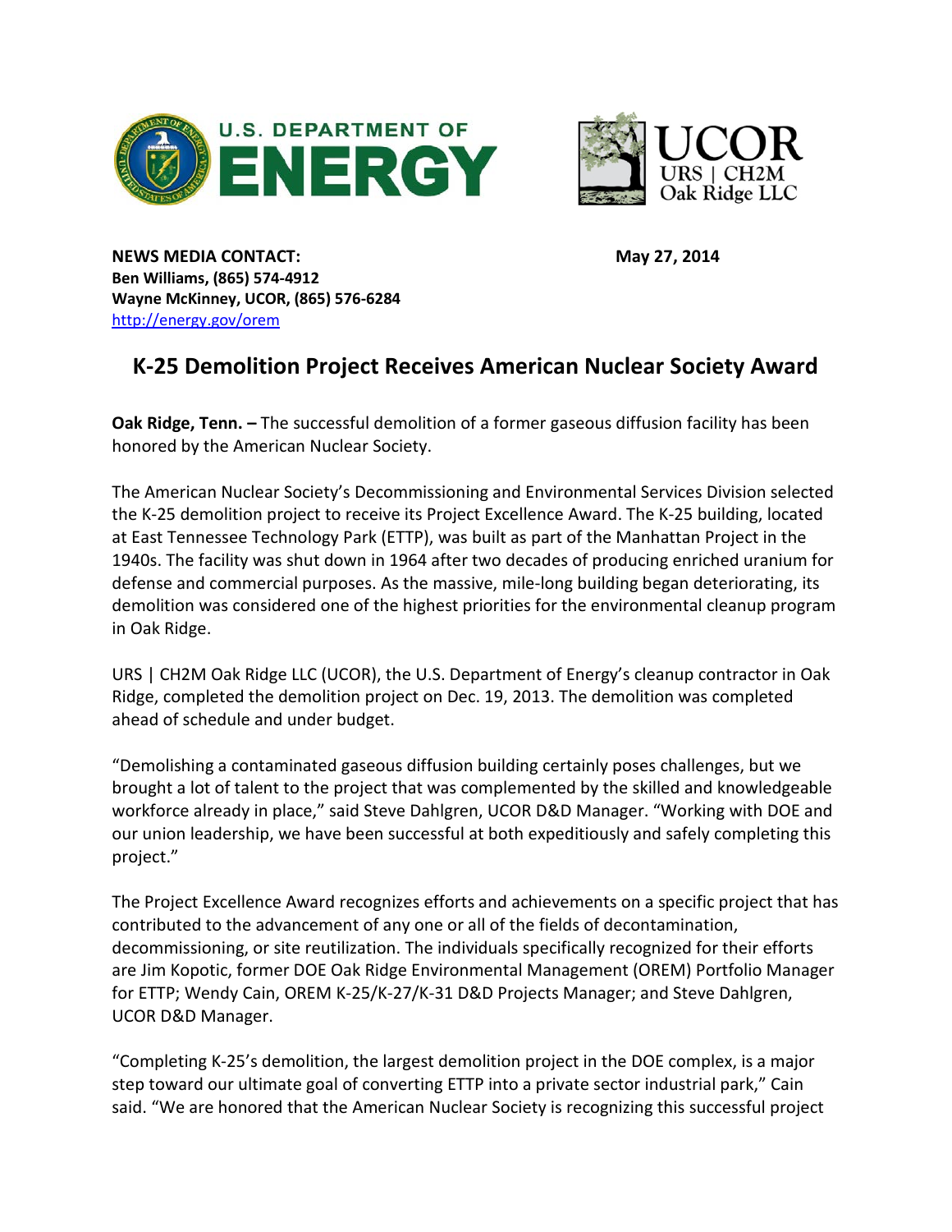**NEWS MEDIA CONTACT:**
**Ben Williams, (865) 574-4912**
**Wayne McKinney, UCOR, (865) 576-6284**
http://energy.gov/orem

**May 27, 2014**

# K-25 Demolition Project Receives American Nuclear Society Award

**Oak Ridge, Tenn. –** The successful demolition of a former gaseous diffusion facility has been honored by the American Nuclear Society.

The American Nuclear Society's Decommissioning and Environmental Services Division selected the K-25 demolition project to receive its Project Excellence Award. The K-25 building, located at East Tennessee Technology Park (ETTP), was built as part of the Manhattan Project in the 1940s. The facility was shut down in 1964 after two decades of producing enriched uranium for defense and commercial purposes. As the massive, mile-long building began deteriorating, its demolition was considered one of the highest priorities for the environmental cleanup program in Oak Ridge.

URS | CH2M Oak Ridge LLC (UCOR), the U.S. Department of Energy's cleanup contractor in Oak Ridge, completed the demolition project on Dec. 19, 2013. The demolition was completed ahead of schedule and under budget.

"Demolishing a contaminated gaseous diffusion building certainly poses challenges, but we brought a lot of talent to the project that was complemented by the skilled and knowledgeable workforce already in place," said Steve Dahlgren, UCOR D&D Manager. "Working with DOE and our union leadership, we have been successful at both expeditiously and safely completing this project."

The Project Excellence Award recognizes efforts and achievements on a specific project that has contributed to the advancement of any one or all of the fields of decontamination, decommissioning, or site reutilization. The individuals specifically recognized for their efforts are Jim Kopotic, former DOE Oak Ridge Environmental Management (OREM) Portfolio Manager for ETTP; Wendy Cain, OREM K-25/K-27/K-31 D&D Projects Manager; and Steve Dahlgren, UCOR D&D Manager.

"Completing K-25's demolition, the largest demolition project in the DOE complex, is a major step toward our ultimate goal of converting ETTP into a private sector industrial park," Cain said. "We are honored that the American Nuclear Society is recognizing this successful project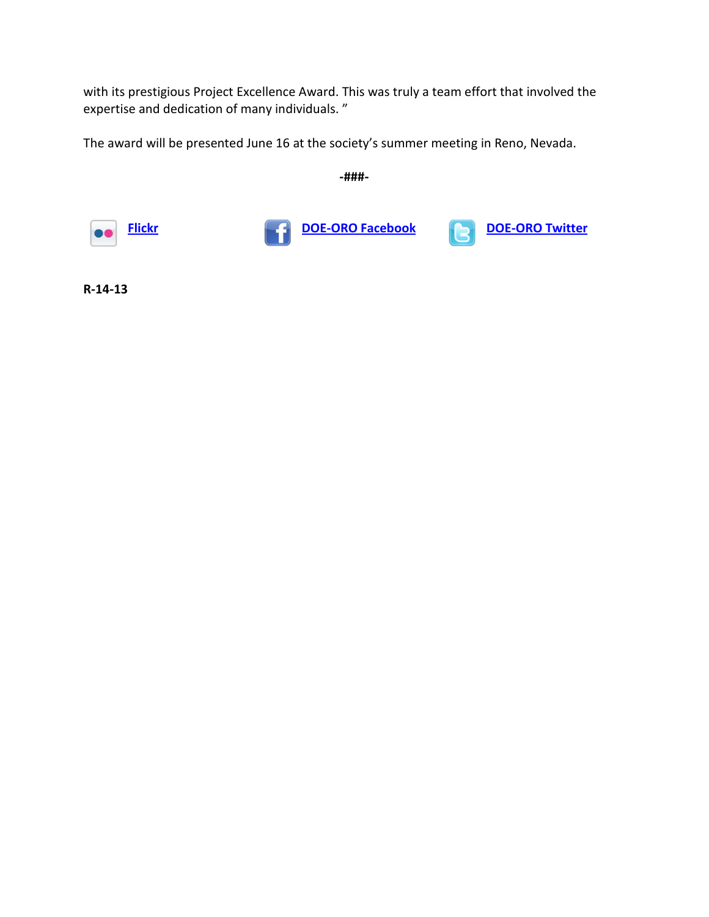with its prestigious Project Excellence Award. This was truly a team effort that involved the expertise and dedication of many individuals. ”

The award will be presented June 16 at the society’s summer meeting in Reno, Nevada.

**-###-**

**Flickr** **DOE-ORO Facebook** **DOE-ORO Twitter**

**R-14-13**